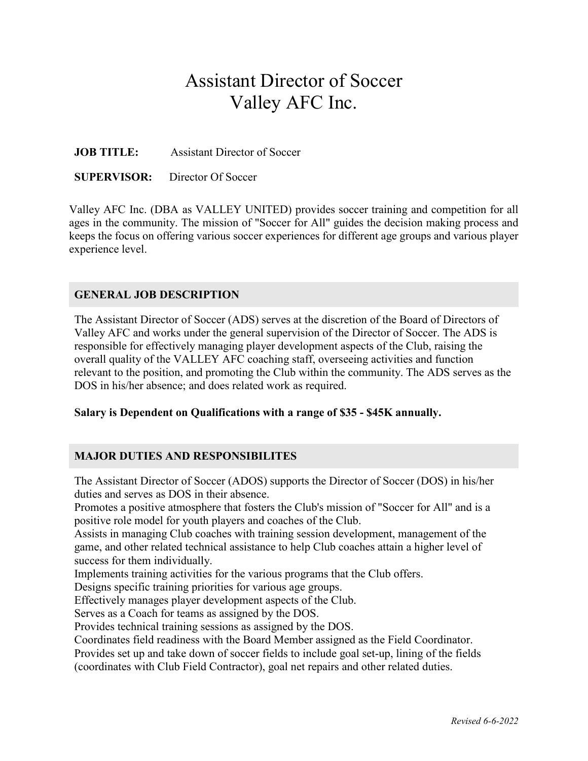# Assistant Director of Soccer
# Valley AFC Inc.

**JOB TITLE:** Assistant Director of Soccer

**SUPERVISOR:** Director Of Soccer

Valley AFC Inc. (DBA as VALLEY UNITED) provides soccer training and competition for all ages in the community. The mission of "Soccer for All" guides the decision making process and keeps the focus on offering various soccer experiences for different age groups and various player experience level.

## GENERAL JOB DESCRIPTION

The Assistant Director of Soccer (ADS) serves at the discretion of the Board of Directors of Valley AFC and works under the general supervision of the Director of Soccer. The ADS is responsible for effectively managing player development aspects of the Club, raising the overall quality of the VALLEY AFC coaching staff, overseeing activities and function relevant to the position, and promoting the Club within the community. The ADS serves as the DOS in his/her absence; and does related work as required.

**Salary is Dependent on Qualifications with a range of $35 - $45K annually.**

## MAJOR DUTIES AND RESPONSIBILITES

The Assistant Director of Soccer (ADOS) supports the Director of Soccer (DOS) in his/her duties and serves as DOS in their absence.

Promotes a positive atmosphere that fosters the Club's mission of "Soccer for All" and is a positive role model for youth players and coaches of the Club.

Assists in managing Club coaches with training session development, management of the game, and other related technical assistance to help Club coaches attain a higher level of success for them individually.

Implements training activities for the various programs that the Club offers.

Designs specific training priorities for various age groups.

Effectively manages player development aspects of the Club.

Serves as a Coach for teams as assigned by the DOS.

Provides technical training sessions as assigned by the DOS.

Coordinates field readiness with the Board Member assigned as the Field Coordinator.

Provides set up and take down of soccer fields to include goal set-up, lining of the fields (coordinates with Club Field Contractor), goal net repairs and other related duties.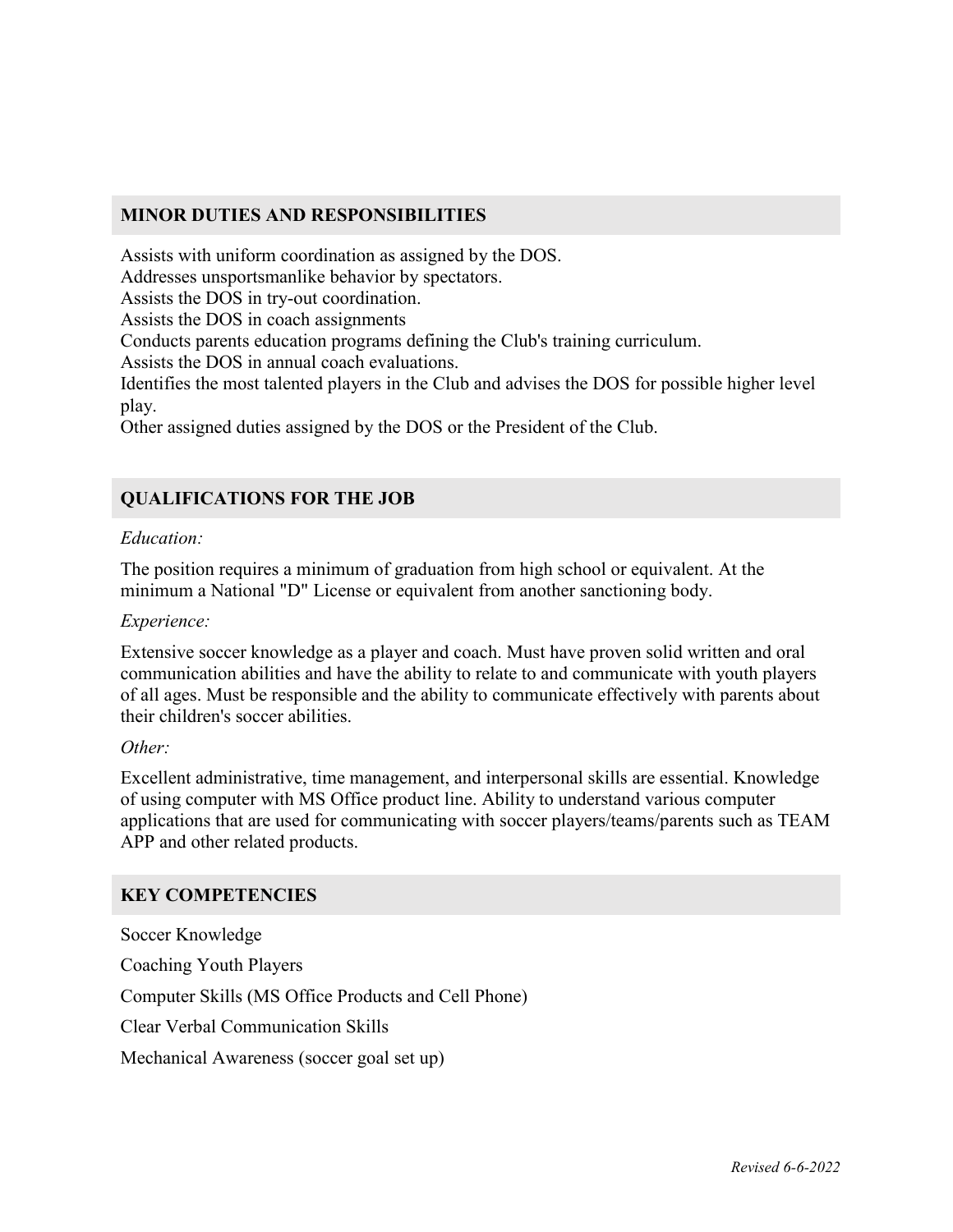## MINOR DUTIES AND RESPONSIBILITIES

Assists with uniform coordination as assigned by the DOS.
Addresses unsportsmanlike behavior by spectators.
Assists the DOS in try-out coordination.
Assists the DOS in coach assignments
Conducts parents education programs defining the Club's training curriculum.
Assists the DOS in annual coach evaluations.
Identifies the most talented players in the Club and advises the DOS for possible higher level play.
Other assigned duties assigned by the DOS or the President of the Club.

## QUALIFICATIONS FOR THE JOB

*Education:*

The position requires a minimum of graduation from high school or equivalent. At the minimum a National "D" License or equivalent from another sanctioning body.

*Experience:*

Extensive soccer knowledge as a player and coach. Must have proven solid written and oral communication abilities and have the ability to relate to and communicate with youth players of all ages. Must be responsible and the ability to communicate effectively with parents about their children's soccer abilities.

*Other:*

Excellent administrative, time management, and interpersonal skills are essential. Knowledge of using computer with MS Office product line. Ability to understand various computer applications that are used for communicating with soccer players/teams/parents such as TEAM APP and other related products.

## KEY COMPETENCIES

Soccer Knowledge

Coaching Youth Players

Computer Skills (MS Office Products and Cell Phone)

Clear Verbal Communication Skills

Mechanical Awareness (soccer goal set up)

*Revised 6-6-2022*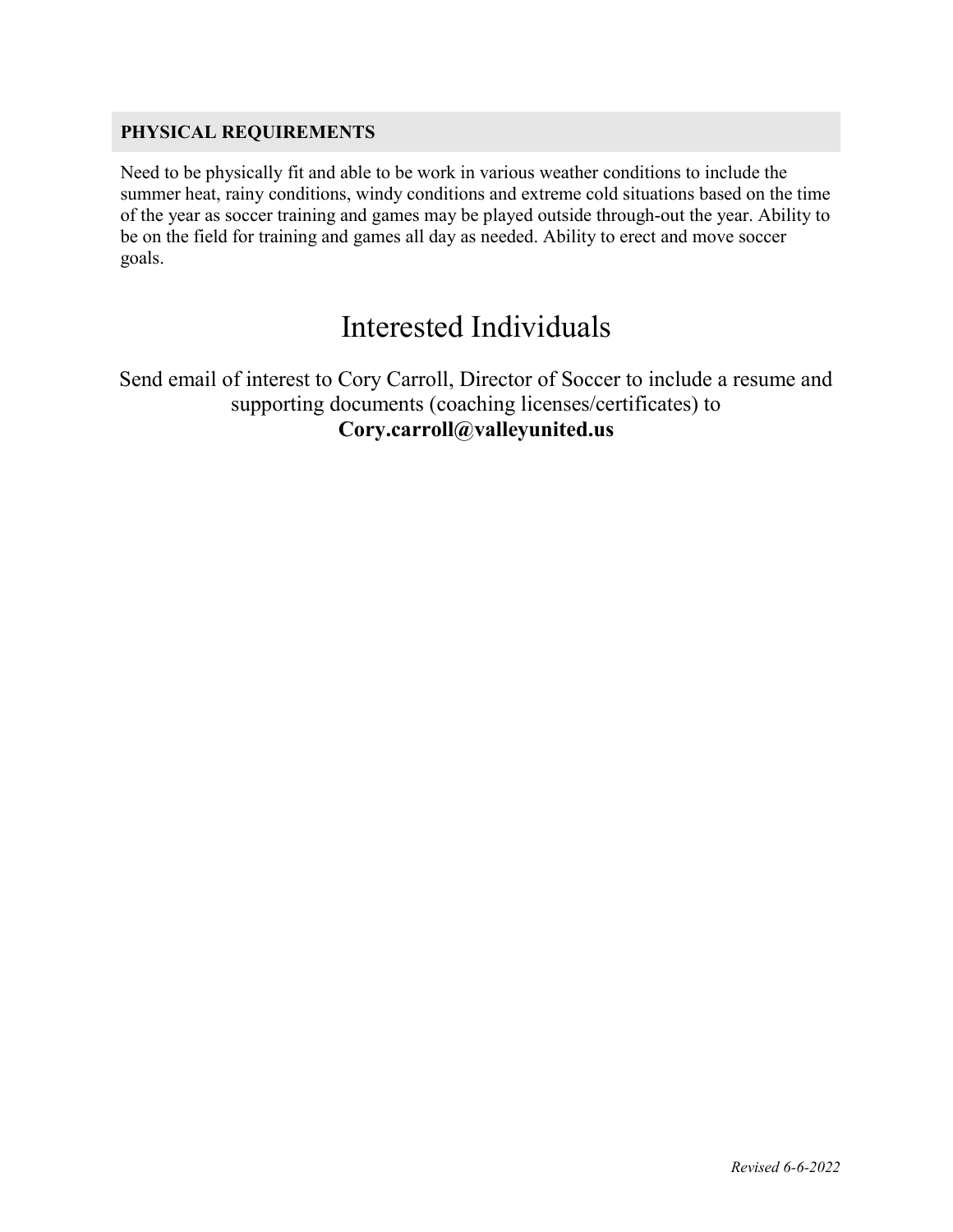## PHYSICAL REQUIREMENTS

Need to be physically fit and able to be work in various weather conditions to include the summer heat, rainy conditions, windy conditions and extreme cold situations based on the time of the year as soccer training and games may be played outside through-out the year. Ability to be on the field for training and games all day as needed. Ability to erect and move soccer goals.

# Interested Individuals

Send email of interest to Cory Carroll, Director of Soccer to include a resume and supporting documents (coaching licenses/certificates) to
**Cory.carroll@valleyunited.us**

*Revised 6-6-2022*